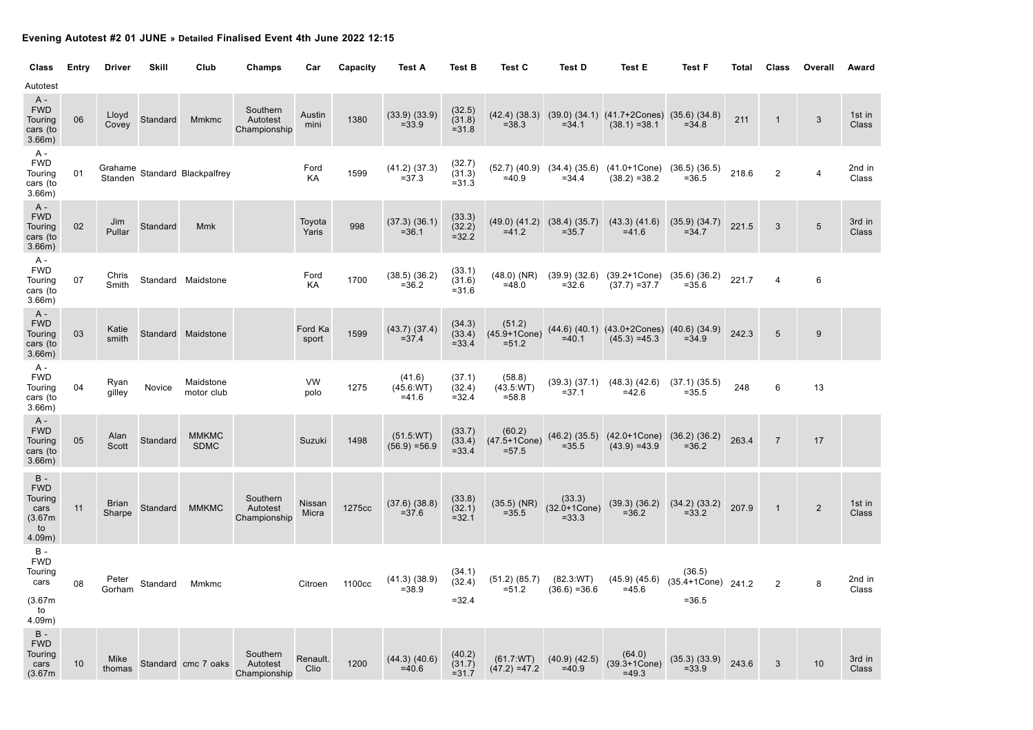**Evening Autotest #2 01 JUNE » Detailed Finalised Event 4th June 2022 12:15**

| Class | Entry | Driver | Skill | Club | Champs | Car | Capacity | Test A | Test B | Test C | Test D | Test E | Test F | Total | Class | Overall | Award |
|---|---|---|---|---|---|---|---|---|---|---|---|---|---|---|---|---|---|
| Autotest | | | | | | | | | | | | | | | | | |
| A - FWD Touring cars (to 3.66m) | 06 | Lloyd Covey | Standard | Mmkmc | Southern Autotest Championship | Austin mini | 1380 | (33.9) (33.9) =33.9 | (32.5) (31.8) =31.8 | (42.4) (38.3) =38.3 | (39.0) (34.1) =34.1 | (41.7+2Cones) (38.1) =38.1 | (35.6) (34.8) =34.8 | 211 | 1 | 3 | 1st in Class |
| A - FWD Touring cars (to 3.66m) | 01 | Grahame Standen | Standard | Blackpalfrey | | Ford KA | 1599 | (41.2) (37.3) =37.3 | (32.7) (31.3) =31.3 | (52.7) (40.9) =40.9 | (34.4) (35.6) =34.4 | (41.0+1Cone) (38.2) =38.2 | (36.5) (36.5) =36.5 | 218.6 | 2 | 4 | 2nd in Class |
| A - FWD Touring cars (to 3.66m) | 02 | Jim Pullar | Standard | Mmk | | Toyota Yaris | 998 | (37.3) (36.1) =36.1 | (33.3) (32.2) =32.2 | (49.0) (41.2) =41.2 | (38.4) (35.7) =35.7 | (43.3) (41.6) =41.6 | (35.9) (34.7) =34.7 | 221.5 | 3 | 5 | 3rd in Class |
| A - FWD Touring cars (to 3.66m) | 07 | Chris Smith | Standard | Maidstone | | Ford KA | 1700 | (38.5) (36.2) =36.2 | (33.1) (31.6) =31.6 | (48.0) (NR) =48.0 | (39.9) (32.6) =32.6 | (39.2+1Cone) (37.7) =37.7 | (35.6) (36.2) =35.6 | 221.7 | 4 | 6 | |
| A - FWD Touring cars (to 3.66m) | 03 | Katie smith | Standard | Maidstone | | Ford Ka sport | 1599 | (43.7) (37.4) =37.4 | (34.3) (33.4) =33.4 | (51.2) (45.9+1Cone) =51.2 | (44.6) (40.1) =40.1 | (43.0+2Cones) (45.3) =45.3 | (40.6) (34.9) =34.9 | 242.3 | 5 | 9 | |
| A - FWD Touring cars (to 3.66m) | 04 | Ryan gilley | Novice | Maidstone motor club | | VW polo | 1275 | (41.6) (45.6:WT) =41.6 | (37.1) (32.4) =32.4 | (58.8) (43.5:WT) =58.8 | (39.3) (37.1) =37.1 | (48.3) (42.6) =42.6 | (37.1) (35.5) =35.5 | 248 | 6 | 13 | |
| A - FWD Touring cars (to 3.66m) | 05 | Alan Scott | Standard | MMKMC SDMC | | Suzuki | 1498 | (51.5:WT) (56.9) =56.9 | (33.7) (33.4) =33.4 | (60.2) (47.5+1Cone) =57.5 | (46.2) (35.5) =35.5 | (42.0+1Cone) (43.9) =43.9 | (36.2) (36.2) =36.2 | 263.4 | 7 | 17 | |
| B - FWD Touring cars (3.67m to 4.09m) | 11 | Brian Sharpe | Standard | MMKMC | Southern Autotest Championship | Nissan Micra | 1275cc | (37.6) (38.8) =37.6 | (33.8) (32.1) =32.1 | (35.5) (NR) =35.5 | (33.3) (32.0+1Cone) =33.3 | (39.3) (36.2) =36.2 | (34.2) (33.2) =33.2 | 207.9 | 1 | 2 | 1st in Class |
| B - FWD Touring cars (3.67m to 4.09m) | 08 | Peter Gorham | Standard | Mmkmc | | Citroen | 1100cc | (41.3) (38.9) =38.9 | (34.1) (32.4) =32.4 | (51.2) (85.7) =51.2 | (82.3:WT) (36.6) =36.6 | (45.9) (45.6) =45.6 | (36.5) (35.4+1Cone) =36.5 | 241.2 | 2 | 8 | 2nd in Class |
| B - FWD Touring cars (3.67m | 10 | Mike thomas | Standard | cmc 7 oaks | Southern Autotest Championship | Renault. Clio | 1200 | (44.3) (40.6) =40.6 | (40.2) (31.7) =31.7 | (61.7:WT) (47.2) =47.2 | (40.9) (42.5) =40.9 | (64.0) (39.3+1Cone) =49.3 | (35.3) (33.9) =33.9 | 243.6 | 3 | 10 | 3rd in Class |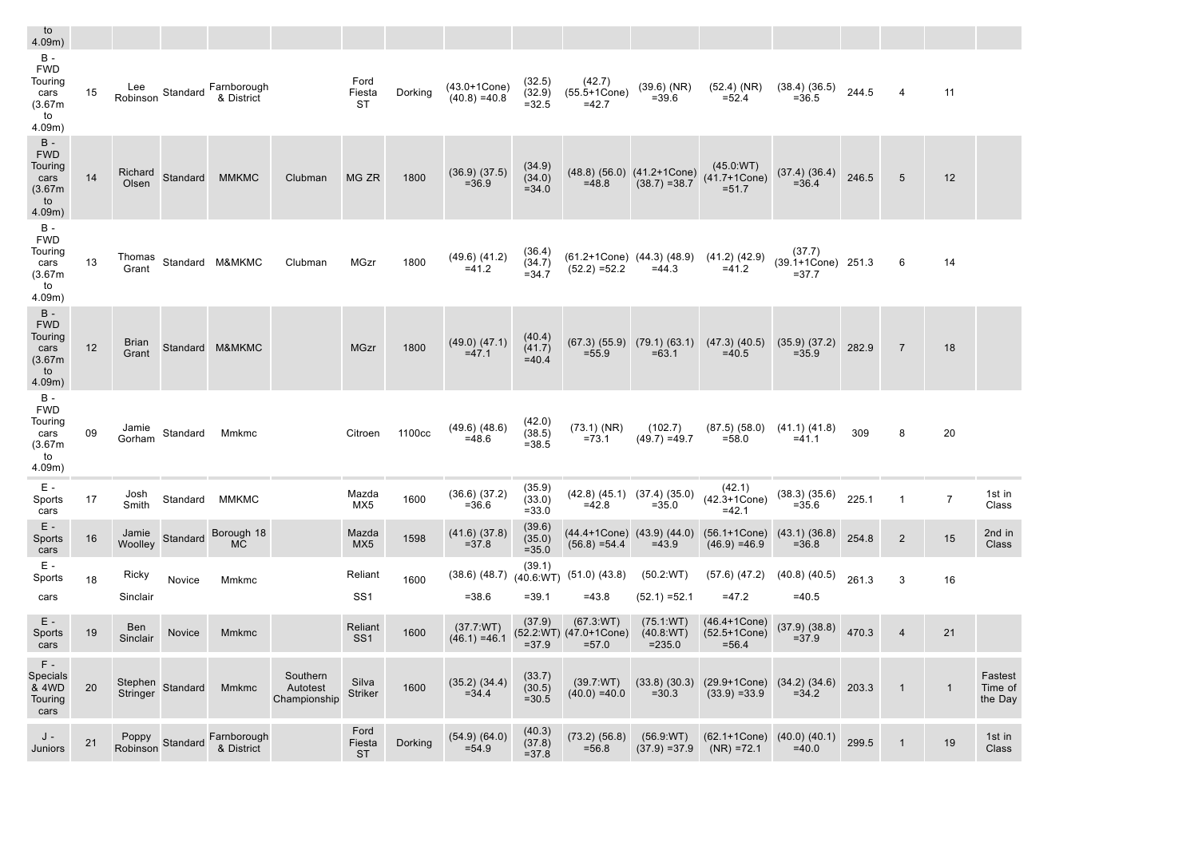| | | | | | | | | | | | | | | | | | |
|---|---|---|---|---|---|---|---|---|---|---|---|---|---|---|---|---|---|
| to 4.09m) | | | | | | | | | | | | | | | | | |
| B - FWD Touring cars (3.67m to 4.09m) | 15 | Lee Robinson | Standard | Farnborough & District | | Ford Fiesta ST | Dorking | (43.0+1Cone) (40.8) =40.8 | (32.5) (32.9) =32.5 | (42.7) (55.5+1Cone) =42.7 | (39.6) (NR) =39.6 | (52.4) (NR) =52.4 | (38.4) (36.5) =36.5 | 244.5 | 4 | 11 | |
| B - FWD Touring cars (3.67m to 4.09m) | 14 | Richard Olsen | Standard | MMKMC | Clubman | MG ZR | 1800 | (36.9) (37.5) =36.9 | (34.9) (34.0) =34.0 | (48.8) (56.0) =48.8 | (41.2+1Cone) (38.7) =38.7 | (45.0:WT) (41.7+1Cone) =51.7 | (37.4) (36.4) =36.4 | 246.5 | 5 | 12 | |
| B - FWD Touring cars (3.67m to 4.09m) | 13 | Thomas Grant | Standard | M&MKMC | Clubman | MGzr | 1800 | (49.6) (41.2) =41.2 | (36.4) (34.7) =34.7 | (61.2+1Cone) (52.2) =52.2 | (44.3) (48.9) =44.3 | (41.2) (42.9) =41.2 | (37.7) (39.1+1Cone) =37.7 | 251.3 | 6 | 14 | |
| B - FWD Touring cars (3.67m to 4.09m) | 12 | Brian Grant | Standard | M&MKMC | | MGzr | 1800 | (49.0) (47.1) =47.1 | (40.4) (41.7) =40.4 | (67.3) (55.9) =55.9 | (79.1) (63.1) =63.1 | (47.3) (40.5) =40.5 | (35.9) (37.2) =35.9 | 282.9 | 7 | 18 | |
| B - FWD Touring cars (3.67m to 4.09m) | 09 | Jamie Gorham | Standard | Mmkmc | | Citroen | 1100cc | (49.6) (48.6) =48.6 | (42.0) (38.5) =38.5 | (73.1) (NR) =73.1 | (102.7) (49.7) =49.7 | (87.5) (58.0) =58.0 | (41.1) (41.8) =41.1 | 309 | 8 | 20 | |
| E - Sports cars | 17 | Josh Smith | Standard | MMKMC | | Mazda MX5 | 1600 | (36.6) (37.2) =36.6 | (35.9) (33.0) =33.0 | (42.8) (45.1) =42.8 | (37.4) (35.0) =35.0 | (42.1) (42.3+1Cone) =42.1 | (38.3) (35.6) =35.6 | 225.1 | 1 | 7 | 1st in Class |
| E - Sports cars | 16 | Jamie Woolley | Standard | Borough 18 MC | | Mazda MX5 | 1598 | (41.6) (37.8) =37.8 | (39.6) (35.0) =35.0 | (44.4+1Cone) (56.8) =54.4 | (43.9) (44.0) =43.9 | (56.1+1Cone) (46.9) =46.9 | (43.1) (36.8) =36.8 | 254.8 | 2 | 15 | 2nd in Class |
| E - Sports cars | 18 | Ricky Sinclair | Novice | Mmkmc | | Reliant SS1 | 1600 | (38.6) (48.7) =38.6 | (39.1) (40.6:WT) =39.1 | (51.0) (43.8) =43.8 | (50.2:WT) (52.1) =52.1 | (57.6) (47.2) =47.2 | (40.8) (40.5) =40.5 | 261.3 | 3 | 16 | |
| E - Sports cars | 19 | Ben Sinclair | Novice | Mmkmc | | Reliant SS1 | 1600 | (37.7:WT) (46.1) =46.1 | (37.9) (52.2:WT) =37.9 | (67.3:WT) (47.0+1Cone) =57.0 | (75.1:WT) (40.8:WT) =235.0 | (46.4+1Cone) (52.5+1Cone) =56.4 | (37.9) (38.8) =37.9 | 470.3 | 4 | 21 | |
| F - Specials & 4WD Touring cars | 20 | Stephen Stringer | Standard | Mmkmc | Southern Autotest Championship | Silva Striker | 1600 | (35.2) (34.4) =34.4 | (33.7) (30.5) =30.5 | (39.7:WT) (40.0) =40.0 | (33.8) (30.3) =30.3 | (29.9+1Cone) (33.9) =33.9 | (34.2) (34.6) =34.2 | 203.3 | 1 | 1 | Fastest Time of the Day |
| J - Juniors | 21 | Poppy Robinson | Standard | Farnborough & District | | Ford Fiesta ST | Dorking | (54.9) (64.0) =54.9 | (40.3) (37.8) =37.8 | (73.2) (56.8) =56.8 | (56.9:WT) (37.9) =37.9 | (62.1+1Cone) (NR) =72.1 | (40.0) (40.1) =40.0 | 299.5 | 1 | 19 | 1st in Class |